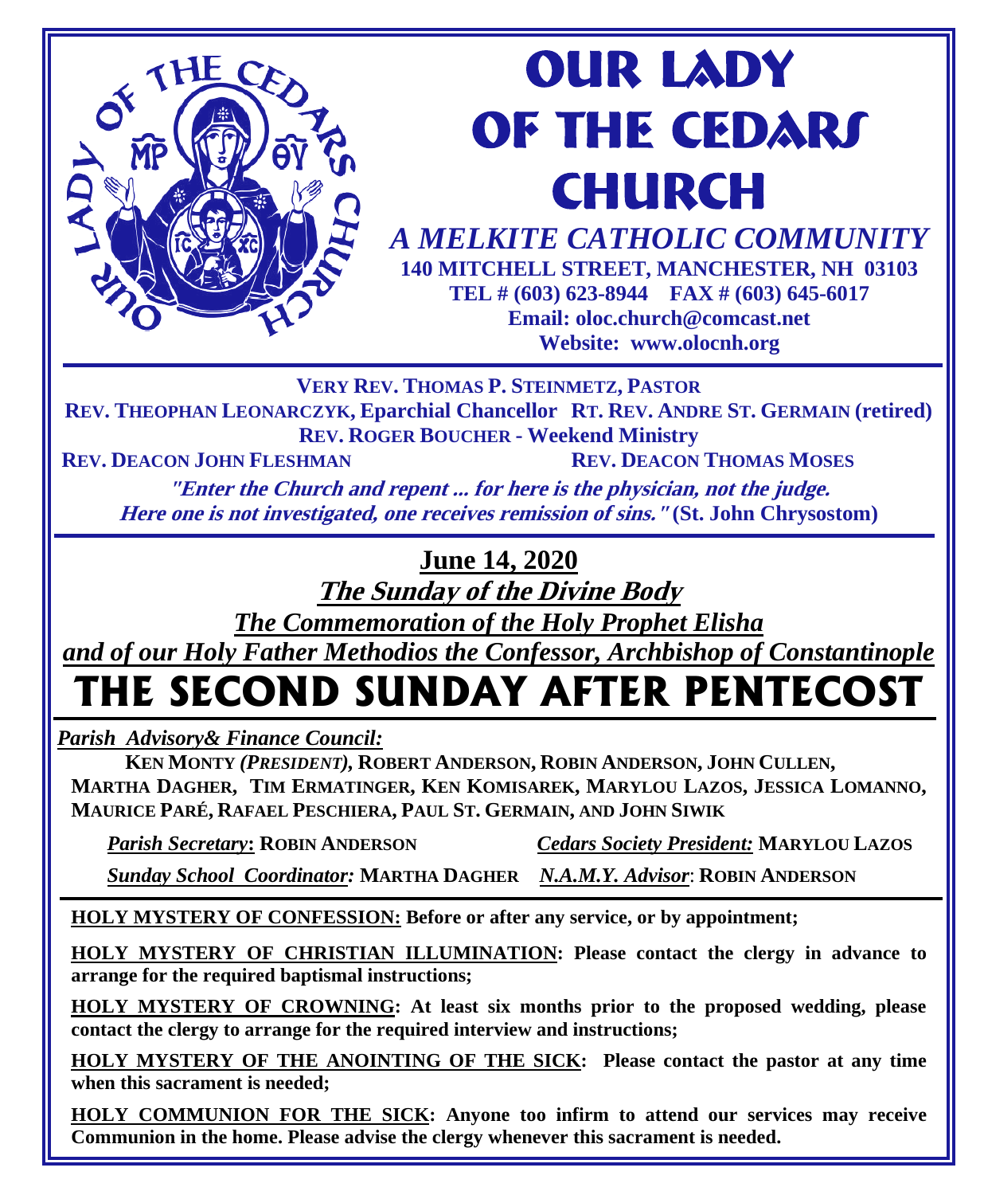# OUR LADY OF THE CEDARS CHURCH

***A MELKITE CATHOLIC COMMUNITY***

**140 MITCHELL STREET, MANCHESTER, NH 03103**
**TEL # (603) 623-8944 FAX # (603) 645-6017**
**Email: oloc.church@comcast.net**
**Website: www.olocnh.org**

**VERY REV. THOMAS P. STEINMETZ, PASTOR**
**REV. THEOPHAN LEONARCZYK, Eparchial Chancellor RT. REV. ANDRE ST. GERMAIN (retired)**
**REV. ROGER BOUCHER - Weekend Ministry**
**REV. DEACON JOHN FLESHMAN REV. DEACON THOMAS MOSES**

***"Enter the Church and repent ... for here is the physician, not the judge. Here one is not investigated, one receives remission of sins."*** **(St. John Chrysostom)**

## June 14, 2020

***The Sunday of the Divine Body***

***The Commemoration of the Holy Prophet Elisha and of our Holy Father Methodios the Confessor, Archbishop of Constantinople***

# THE SECOND SUNDAY AFTER PENTECOST

***Parish Advisory& Finance Council:***

**KEN MONTY *(PRESIDENT)*, ROBERT ANDERSON, ROBIN ANDERSON, JOHN CULLEN, MARTHA DAGHER, TIM ERMATINGER, KEN KOMISAREK, MARYLOU LAZOS, JESSICA LOMANNO, MAURICE PARÉ, RAFAEL PESCHIERA, PAUL ST. GERMAIN, AND JOHN SIWIK**

***Parish Secretary*: ROBIN ANDERSON**

***Cedars Society President:* MARYLOU LAZOS**

***Sunday School Coordinator:* MARTHA DAGHER**

***N.A.M.Y. Advisor*: ROBIN ANDERSON**

**HOLY MYSTERY OF CONFESSION: Before or after any service, or by appointment;**

**HOLY MYSTERY OF CHRISTIAN ILLUMINATION: Please contact the clergy in advance to arrange for the required baptismal instructions;**

**HOLY MYSTERY OF CROWNING: At least six months prior to the proposed wedding, please contact the clergy to arrange for the required interview and instructions;**

**HOLY MYSTERY OF THE ANOINTING OF THE SICK: Please contact the pastor at any time when this sacrament is needed;**

**HOLY COMMUNION FOR THE SICK: Anyone too infirm to attend our services may receive Communion in the home. Please advise the clergy whenever this sacrament is needed.**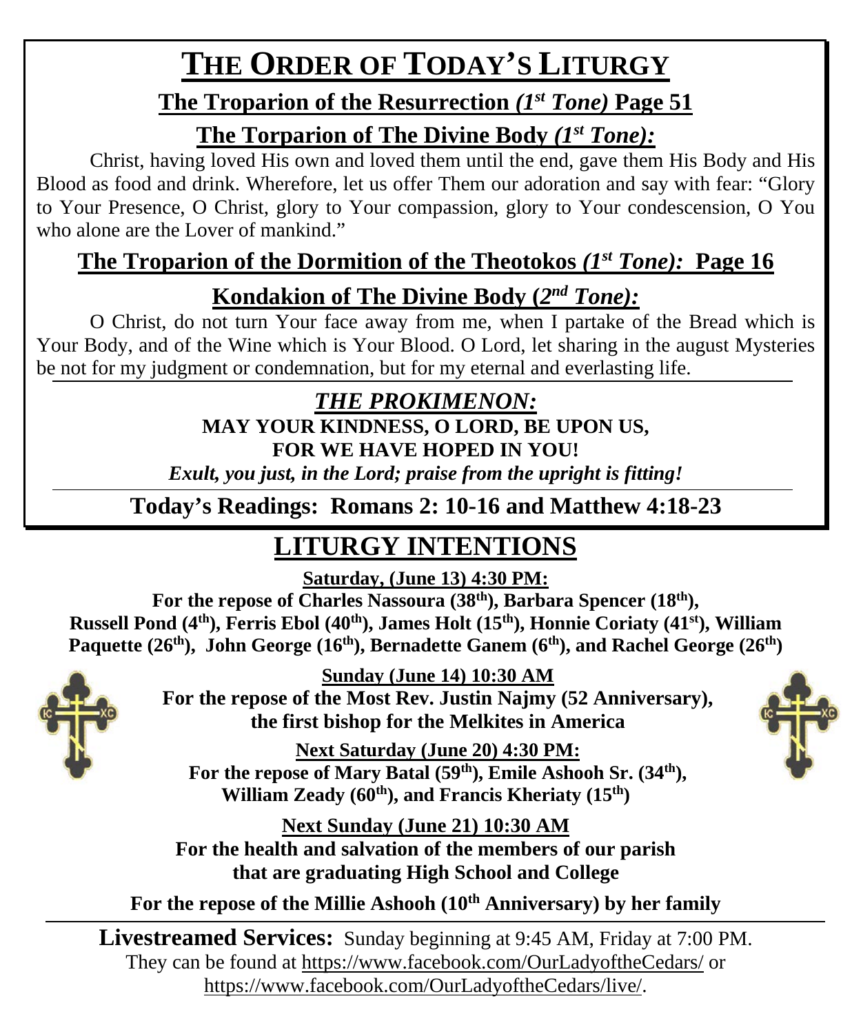# THE ORDER OF TODAY'S LITURGY

## The Troparion of the Resurrection *(1st Tone)* Page 51

## The Torparion of The Divine Body *(1st Tone):*

Christ, having loved His own and loved them until the end, gave them His Body and His Blood as food and drink. Wherefore, let us offer Them our adoration and say with fear: "Glory to Your Presence, O Christ, glory to Your compassion, glory to Your condescension, O You who alone are the Lover of mankind."

## The Troparion of the Dormition of the Theotokos *(1st Tone):* Page 16

## Kondakion of The Divine Body (*2nd Tone):*

O Christ, do not turn Your face away from me, when I partake of the Bread which is Your Body, and of the Wine which is Your Blood. O Lord, let sharing in the august Mysteries be not for my judgment or condemnation, but for my eternal and everlasting life.

## *THE PROKIMENON:*

**MAY YOUR KINDNESS, O LORD, BE UPON US,**
**FOR WE HAVE HOPED IN YOU!**

***Exult, you just, in the Lord; praise from the upright is fitting!***

**Today's Readings: Romans 2: 10-16 and Matthew 4:18-23**

# LITURGY INTENTIONS

**Saturday, (June 13) 4:30 PM:**

**For the repose of Charles Nassoura (38th), Barbara Spencer (18th), Russell Pond (4th), Ferris Ebol (40th), James Holt (15th), Honnie Coriaty (41st), William Paquette (26th), John George (16th), Bernadette Ganem (6th), and Rachel George (26th)**

**Sunday (June 14) 10:30 AM**

**For the repose of the Most Rev. Justin Najmy (52 Anniversary), the first bishop for the Melkites in America**

**Next Saturday (June 20) 4:30 PM:**

**For the repose of Mary Batal (59th), Emile Ashooh Sr. (34th), William Zeady (60th), and Francis Kheriaty (15th)**

**Next Sunday (June 21) 10:30 AM**

**For the health and salvation of the members of our parish that are graduating High School and College**

**For the repose of the Millie Ashooh (10th Anniversary) by her family**

**Livestreamed Services:** Sunday beginning at 9:45 AM, Friday at 7:00 PM. They can be found at https://www.facebook.com/OurLadyoftheCedars/ or https://www.facebook.com/OurLadyoftheCedars/live/.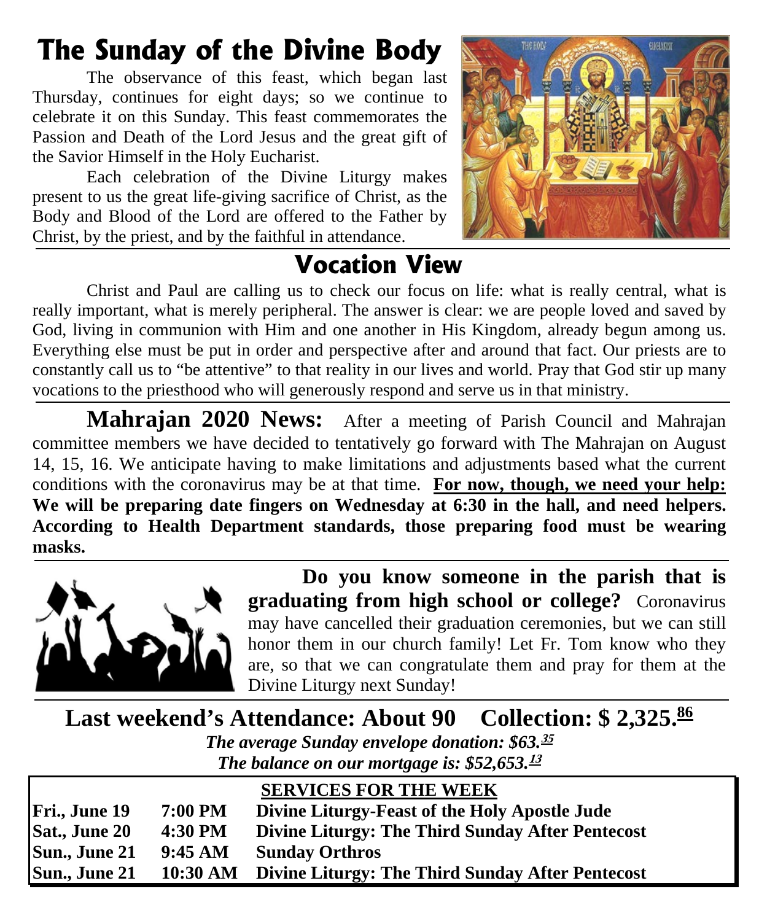# The Sunday of the Divine Body

The observance of this feast, which began last Thursday, continues for eight days; so we continue to celebrate it on this Sunday. This feast commemorates the Passion and Death of the Lord Jesus and the great gift of the Savior Himself in the Holy Eucharist.

Each celebration of the Divine Liturgy makes present to us the great life-giving sacrifice of Christ, as the Body and Blood of the Lord are offered to the Father by Christ, by the priest, and by the faithful in attendance.

# Vocation View

Christ and Paul are calling us to check our focus on life: what is really central, what is really important, what is merely peripheral. The answer is clear: we are people loved and saved by God, living in communion with Him and one another in His Kingdom, already begun among us. Everything else must be put in order and perspective after and around that fact. Our priests are to constantly call us to "be attentive" to that reality in our lives and world. Pray that God stir up many vocations to the priesthood who will generously respond and serve us in that ministry.

**Mahrajan 2020 News:** After a meeting of Parish Council and Mahrajan committee members we have decided to tentatively go forward with The Mahrajan on August 14, 15, 16. We anticipate having to make limitations and adjustments based what the current conditions with the coronavirus may be at that time. **For now, though, we need your help: We will be preparing date fingers on Wednesday at 6:30 in the hall, and need helpers. According to Health Department standards, those preparing food must be wearing masks.**

**Do you know someone in the parish that is graduating from high school or college?** Coronavirus may have cancelled their graduation ceremonies, but we can still honor them in our church family! Let Fr. Tom know who they are, so that we can congratulate them and pray for them at the Divine Liturgy next Sunday!

**Last weekend's Attendance: About 90 Collection: $ 2,325.86**

***The average Sunday envelope donation: $63.35***

***The balance on our mortgage is: $52,653.13***

**SERVICES FOR THE WEEK**

| | | |
|---|---|---|
| **Fri., June 19** | **7:00 PM** | **Divine Liturgy-Feast of the Holy Apostle Jude** |
| **Sat., June 20** | **4:30 PM** | **Divine Liturgy: The Third Sunday After Pentecost** |
| **Sun., June 21** | **9:45 AM** | **Sunday Orthros** |
| **Sun., June 21** | **10:30 AM** | **Divine Liturgy: The Third Sunday After Pentecost** |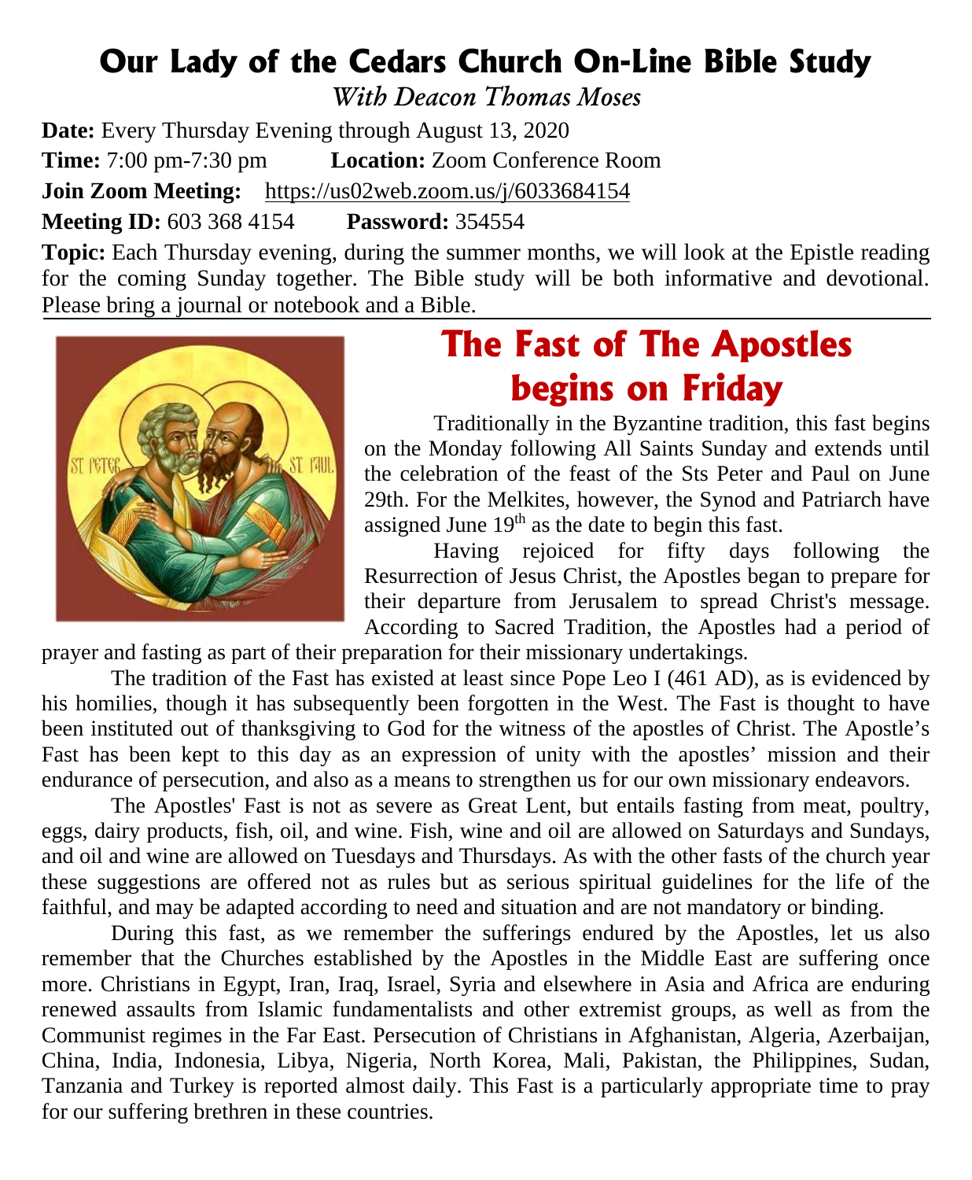# Our Lady of the Cedars Church On-Line Bible Study

*With Deacon Thomas Moses*

**Date:** Every Thursday Evening through August 13, 2020

**Time:** 7:00 pm-7:30 pm **Location:** Zoom Conference Room

**Join Zoom Meeting:** https://us02web.zoom.us/j/6033684154

**Meeting ID:** 603 368 4154 **Password:** 354554

**Topic:** Each Thursday evening, during the summer months, we will look at the Epistle reading for the coming Sunday together. The Bible study will be both informative and devotional. Please bring a journal or notebook and a Bible.

## The Fast of The Apostles begins on Friday

Traditionally in the Byzantine tradition, this fast begins on the Monday following All Saints Sunday and extends until the celebration of the feast of the Sts Peter and Paul on June 29th. For the Melkites, however, the Synod and Patriarch have assigned June 19th as the date to begin this fast.

Having rejoiced for fifty days following the Resurrection of Jesus Christ, the Apostles began to prepare for their departure from Jerusalem to spread Christ's message. According to Sacred Tradition, the Apostles had a period of prayer and fasting as part of their preparation for their missionary undertakings.

The tradition of the Fast has existed at least since Pope Leo I (461 AD), as is evidenced by his homilies, though it has subsequently been forgotten in the West. The Fast is thought to have been instituted out of thanksgiving to God for the witness of the apostles of Christ. The Apostle's Fast has been kept to this day as an expression of unity with the apostles' mission and their endurance of persecution, and also as a means to strengthen us for our own missionary endeavors.

The Apostles' Fast is not as severe as Great Lent, but entails fasting from meat, poultry, eggs, dairy products, fish, oil, and wine. Fish, wine and oil are allowed on Saturdays and Sundays, and oil and wine are allowed on Tuesdays and Thursdays. As with the other fasts of the church year these suggestions are offered not as rules but as serious spiritual guidelines for the life of the faithful, and may be adapted according to need and situation and are not mandatory or binding.

During this fast, as we remember the sufferings endured by the Apostles, let us also remember that the Churches established by the Apostles in the Middle East are suffering once more. Christians in Egypt, Iran, Iraq, Israel, Syria and elsewhere in Asia and Africa are enduring renewed assaults from Islamic fundamentalists and other extremist groups, as well as from the Communist regimes in the Far East. Persecution of Christians in Afghanistan, Algeria, Azerbaijan, China, India, Indonesia, Libya, Nigeria, North Korea, Mali, Pakistan, the Philippines, Sudan, Tanzania and Turkey is reported almost daily. This Fast is a particularly appropriate time to pray for our suffering brethren in these countries.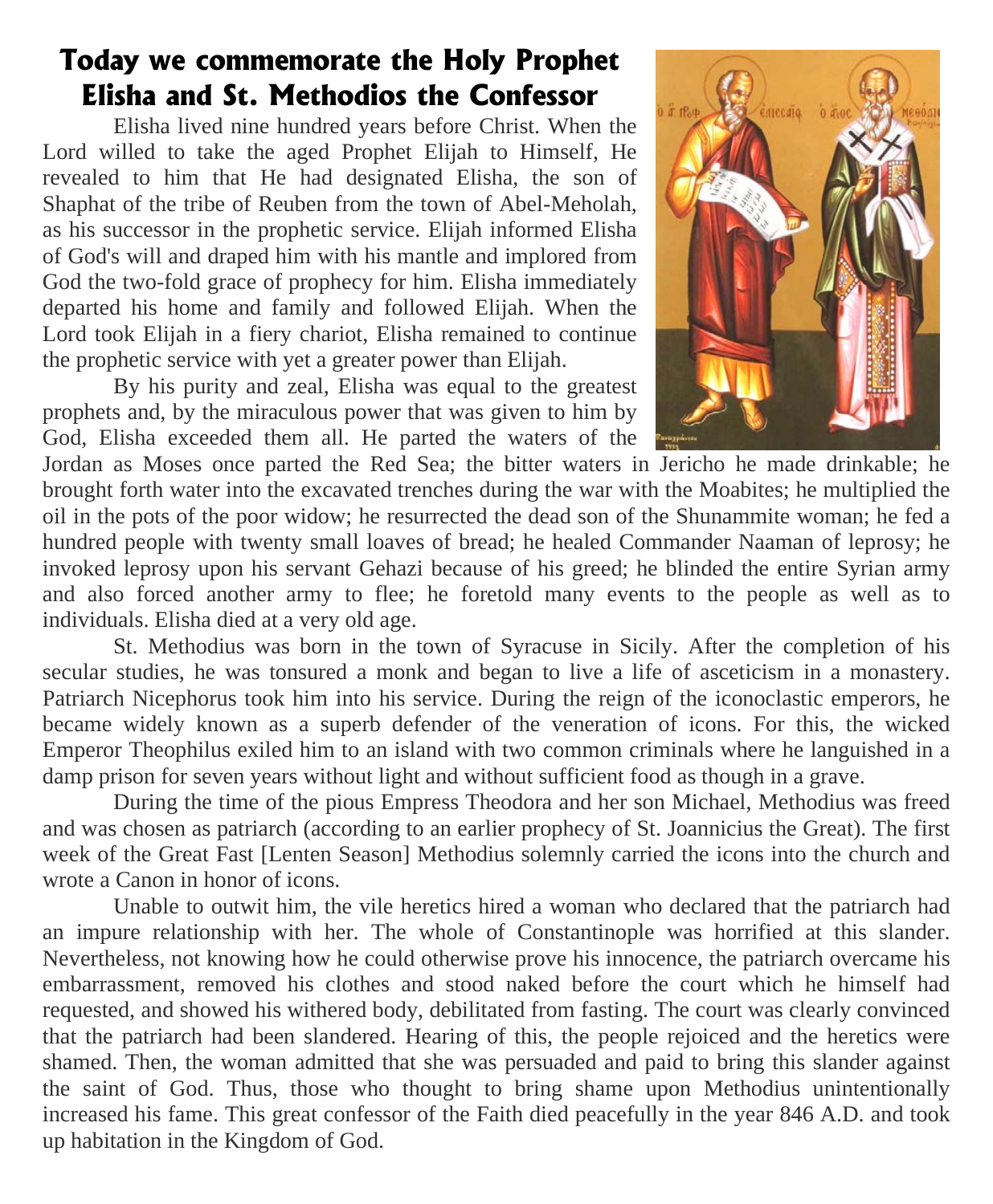## Today we commemorate the Holy Prophet Elisha and St. Methodios the Confessor

Elisha lived nine hundred years before Christ. When the Lord willed to take the aged Prophet Elijah to Himself, He revealed to him that He had designated Elisha, the son of Shaphat of the tribe of Reuben from the town of Abel-Meholah, as his successor in the prophetic service. Elijah informed Elisha of God's will and draped him with his mantle and implored from God the two-fold grace of prophecy for him. Elisha immediately departed his home and family and followed Elijah. When the Lord took Elijah in a fiery chariot, Elisha remained to continue the prophetic service with yet a greater power than Elijah.

By his purity and zeal, Elisha was equal to the greatest prophets and, by the miraculous power that was given to him by God, Elisha exceeded them all. He parted the waters of the Jordan as Moses once parted the Red Sea; the bitter waters in Jericho he made drinkable; he brought forth water into the excavated trenches during the war with the Moabites; he multiplied the oil in the pots of the poor widow; he resurrected the dead son of the Shunammite woman; he fed a hundred people with twenty small loaves of bread; he healed Commander Naaman of leprosy; he invoked leprosy upon his servant Gehazi because of his greed; he blinded the entire Syrian army and also forced another army to flee; he foretold many events to the people as well as to individuals. Elisha died at a very old age.

St. Methodius was born in the town of Syracuse in Sicily. After the completion of his secular studies, he was tonsured a monk and began to live a life of asceticism in a monastery. Patriarch Nicephorus took him into his service. During the reign of the iconoclastic emperors, he became widely known as a superb defender of the veneration of icons. For this, the wicked Emperor Theophilus exiled him to an island with two common criminals where he languished in a damp prison for seven years without light and without sufficient food as though in a grave.

During the time of the pious Empress Theodora and her son Michael, Methodius was freed and was chosen as patriarch (according to an earlier prophecy of St. Joannicius the Great). The first week of the Great Fast [Lenten Season] Methodius solemnly carried the icons into the church and wrote a Canon in honor of icons.

Unable to outwit him, the vile heretics hired a woman who declared that the patriarch had an impure relationship with her. The whole of Constantinople was horrified at this slander. Nevertheless, not knowing how he could otherwise prove his innocence, the patriarch overcame his embarrassment, removed his clothes and stood naked before the court which he himself had requested, and showed his withered body, debilitated from fasting. The court was clearly convinced that the patriarch had been slandered. Hearing of this, the people rejoiced and the heretics were shamed. Then, the woman admitted that she was persuaded and paid to bring this slander against the saint of God. Thus, those who thought to bring shame upon Methodius unintentionally increased his fame. This great confessor of the Faith died peacefully in the year 846 A.D. and took up habitation in the Kingdom of God.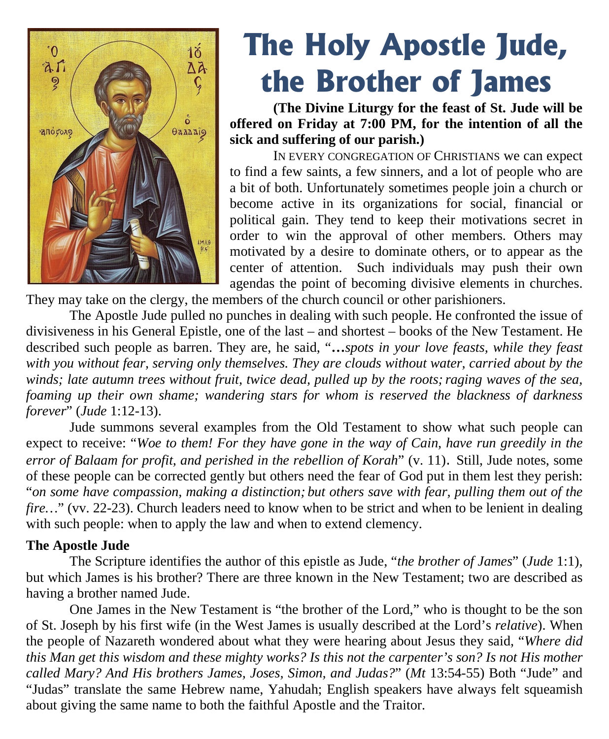# The Holy Apostle Jude, the Brother of James

**(The Divine Liturgy for the feast of St. Jude will be offered on Friday at 7:00 PM, for the intention of all the sick and suffering of our parish.)**

IN EVERY CONGREGATION OF CHRISTIANS we can expect to find a few saints, a few sinners, and a lot of people who are a bit of both. Unfortunately sometimes people join a church or become active in its organizations for social, financial or political gain. They tend to keep their motivations secret in order to win the approval of other members. Others may motivated by a desire to dominate others, or to appear as the center of attention. Such individuals may push their own agendas the point of becoming divisive elements in churches. They may take on the clergy, the members of the church council or other parishioners.

The Apostle Jude pulled no punches in dealing with such people. He confronted the issue of divisiveness in his General Epistle, one of the last – and shortest – books of the New Testament. He described such people as barren. They are, he said, "*…spots in your love feasts, while they feast with you without fear, serving only themselves. They are clouds without water, carried about by the winds; late autumn trees without fruit, twice dead, pulled up by the roots; raging waves of the sea, foaming up their own shame; wandering stars for whom is reserved the blackness of darkness forever*" (*Jude* 1:12-13).

Jude summons several examples from the Old Testament to show what such people can expect to receive: "*Woe to them! For they have gone in the way of Cain, have run greedily in the error of Balaam for profit, and perished in the rebellion of Korah*" (v. 11). Still, Jude notes, some of these people can be corrected gently but others need the fear of God put in them lest they perish: "*on some have compassion, making a distinction; but others save with fear, pulling them out of the fire…*" (vv. 22-23). Church leaders need to know when to be strict and when to be lenient in dealing with such people: when to apply the law and when to extend clemency.

**The Apostle Jude**

The Scripture identifies the author of this epistle as Jude, "*the brother of James*" (*Jude* 1:1), but which James is his brother? There are three known in the New Testament; two are described as having a brother named Jude.

One James in the New Testament is "the brother of the Lord," who is thought to be the son of St. Joseph by his first wife (in the West James is usually described at the Lord's *relative*). When the people of Nazareth wondered about what they were hearing about Jesus they said, "*Where did this Man get this wisdom and these mighty works? Is this not the carpenter's son? Is not His mother called Mary? And His brothers James, Joses, Simon, and Judas?*" (*Mt* 13:54-55) Both "Jude" and "Judas" translate the same Hebrew name, Yahudah; English speakers have always felt squeamish about giving the same name to both the faithful Apostle and the Traitor.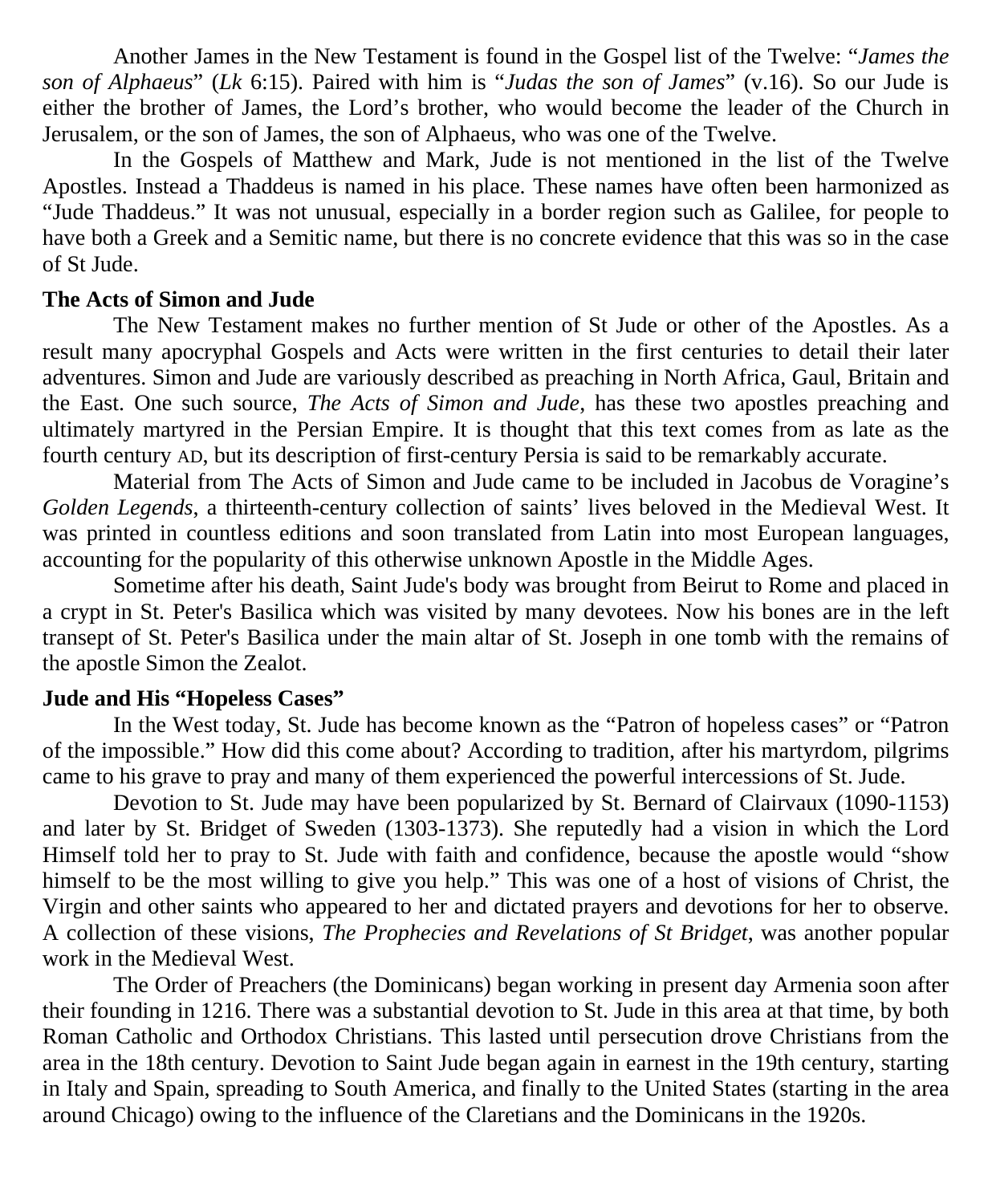Another James in the New Testament is found in the Gospel list of the Twelve: "*James the son of Alphaeus*" (*Lk* 6:15). Paired with him is "*Judas the son of James*" (v.16). So our Jude is either the brother of James, the Lord's brother, who would become the leader of the Church in Jerusalem, or the son of James, the son of Alphaeus, who was one of the Twelve.

In the Gospels of Matthew and Mark, Jude is not mentioned in the list of the Twelve Apostles. Instead a Thaddeus is named in his place. These names have often been harmonized as "Jude Thaddeus." It was not unusual, especially in a border region such as Galilee, for people to have both a Greek and a Semitic name, but there is no concrete evidence that this was so in the case of St Jude.

**The Acts of Simon and Jude**

The New Testament makes no further mention of St Jude or other of the Apostles. As a result many apocryphal Gospels and Acts were written in the first centuries to detail their later adventures. Simon and Jude are variously described as preaching in North Africa, Gaul, Britain and the East. One such source, *The Acts of Simon and Jude,* has these two apostles preaching and ultimately martyred in the Persian Empire. It is thought that this text comes from as late as the fourth century AD, but its description of first-century Persia is said to be remarkably accurate.

Material from The Acts of Simon and Jude came to be included in Jacobus de Voragine's *Golden Legends*, a thirteenth-century collection of saints' lives beloved in the Medieval West. It was printed in countless editions and soon translated from Latin into most European languages, accounting for the popularity of this otherwise unknown Apostle in the Middle Ages.

Sometime after his death, Saint Jude's body was brought from Beirut to Rome and placed in a crypt in St. Peter's Basilica which was visited by many devotees. Now his bones are in the left transept of St. Peter's Basilica under the main altar of St. Joseph in one tomb with the remains of the apostle Simon the Zealot.

**Jude and His "Hopeless Cases"**

In the West today, St. Jude has become known as the "Patron of hopeless cases" or "Patron of the impossible." How did this come about? According to tradition, after his martyrdom, pilgrims came to his grave to pray and many of them experienced the powerful intercessions of St. Jude.

Devotion to St. Jude may have been popularized by St. Bernard of Clairvaux (1090-1153) and later by St. Bridget of Sweden (1303-1373). She reputedly had a vision in which the Lord Himself told her to pray to St. Jude with faith and confidence, because the apostle would "show himself to be the most willing to give you help." This was one of a host of visions of Christ, the Virgin and other saints who appeared to her and dictated prayers and devotions for her to observe. A collection of these visions, *The Prophecies and Revelations of St Bridget*, was another popular work in the Medieval West.

The Order of Preachers (the Dominicans) began working in present day Armenia soon after their founding in 1216. There was a substantial devotion to St. Jude in this area at that time, by both Roman Catholic and Orthodox Christians. This lasted until persecution drove Christians from the area in the 18th century. Devotion to Saint Jude began again in earnest in the 19th century, starting in Italy and Spain, spreading to South America, and finally to the United States (starting in the area around Chicago) owing to the influence of the Claretians and the Dominicans in the 1920s.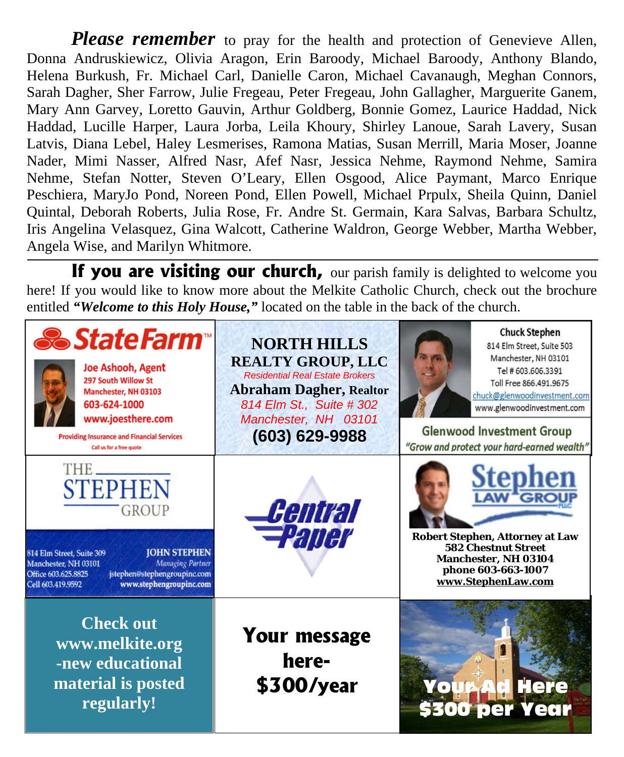***Please remember*** to pray for the health and protection of Genevieve Allen, Donna Andruskiewicz, Olivia Aragon, Erin Baroody, Michael Baroody, Anthony Blando, Helena Burkush, Fr. Michael Carl, Danielle Caron, Michael Cavanaugh, Meghan Connors, Sarah Dagher, Sher Farrow, Julie Fregeau, Peter Fregeau, John Gallagher, Marguerite Ganem, Mary Ann Garvey, Loretto Gauvin, Arthur Goldberg, Bonnie Gomez, Laurice Haddad, Nick Haddad, Lucille Harper, Laura Jorba, Leila Khoury, Shirley Lanoue, Sarah Lavery, Susan Latvis, Diana Lebel, Haley Lesmerises, Ramona Matias, Susan Merrill, Maria Moser, Joanne Nader, Mimi Nasser, Alfred Nasr, Afef Nasr, Jessica Nehme, Raymond Nehme, Samira Nehme, Stefan Notter, Steven O'Leary, Ellen Osgood, Alice Paymant, Marco Enrique Peschiera, MaryJo Pond, Noreen Pond, Ellen Powell, Michael Prpulx, Sheila Quinn, Daniel Quintal, Deborah Roberts, Julia Rose, Fr. Andre St. Germain, Kara Salvas, Barbara Schultz, Iris Angelina Velasquez, Gina Walcott, Catherine Waldron, George Webber, Martha Webber, Angela Wise, and Marilyn Whitmore.

---

**If you are visiting our church,** our parish family is delighted to welcome you here! If you would like to know more about the Melkite Catholic Church, check out the brochure entitled ***"Welcome to this Holy House,"*** located on the table in the back of the church.

---

**State Farm™**
Joe Ashooh, Agent
297 South Willow St
Manchester, NH 03103
603-624-1000
www.joesthere.com
Providing Insurance and Financial Services
Call us for a free quote

**NORTH HILLS REALTY GROUP, LLC**
*Residential Real Estate Brokers*
**Abraham Dagher, Realtor**
*814 Elm St., Suite # 302*
*Manchester, NH 03101*
**(603) 629-9988**

**Chuck Stephen**
814 Elm Street, Suite 503
Manchester, NH 03101
Tel # 603.606.3391
Toll Free 866.491.9675
chuck@glenwoodinvestment.com
www.glenwoodinvestment.com
**Glenwood Investment Group**
*"Grow and protect your hard-earned wealth"*

**THE STEPHEN GROUP**
814 Elm Street, Suite 309
Manchester, NH 03101
Office 603.625.8825
Cell 603.419.9592
**JOHN STEPHEN**
*Managing Partner*
jstephen@stephengroupinc.com
www.stephengroupinc.com

**Central Paper**

**Stephen LAW GROUP PLLC**
**Robert Stephen, Attorney at Law**
**582 Chestnut Street**
**Manchester, NH 03104**
**phone 603-663-1007**
**www.StephenLaw.com**

**Check out www.melkite.org -new educational material is posted regularly!**

**Your message here- $300/year**

**Your Ad Here $300 per Year**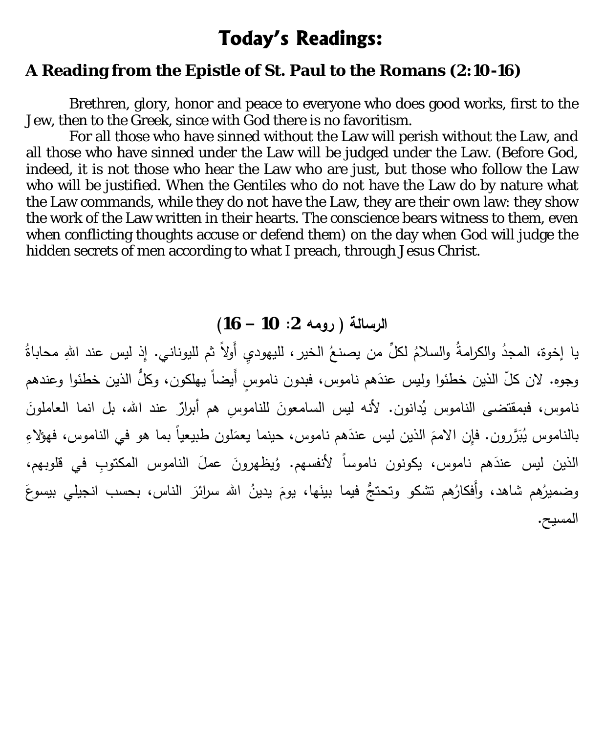# Today's Readings:

## A Reading from the Epistle of St. Paul to the Romans (2:10-16)

Brethren, glory, honor and peace to everyone who does good works, first to the Jew, then to the Greek, since with God there is no favoritism.

For all those who have sinned without the Law will perish without the Law, and all those who have sinned under the Law will be judged under the Law. (Before God, indeed, it is not those who hear the Law who are just, but those who follow the Law who will be justified. When the Gentiles who do not have the Law do by nature what the Law commands, while they do not have the Law, they are their own law: they show the work of the Law written in their hearts. The conscience bears witness to them, even when conflicting thoughts accuse or defend them) on the day when God will judge the hidden secrets of men according to what I preach, through Jesus Christ.

## الرسالة ( رومه 2: 10 – 16)

يا إخوة، المجدُ والكرامةُ والسلامُ لكلِّ من يصنعُ الخير، لليهوديِ أَولاً ثم لليوناني. إذ ليس عند اللهِ محاباةُ وجوه. لان كلّ الذين خطئوا وليس عندَهم ناموس، فبدون ناموسٍ أَيضاً يهلكون، وكلُّ الذين خطئوا وعندهم ناموس، فبمقتضى الناموس يُدانون. لأنه ليس السامعونَ للناموسِ هم أبرارٌ عند الله، بل انما العاملونَ بالناموس يُبَرَّرون. فإن الامَمَ الذين ليس عندَهم ناموس، حينما يعمَلون طبيعياً بما هو في الناموس، فهؤلاءِ الذين ليس عندَهم ناموس، يكونون ناموساً لأنفسهم. وُيظهرونَ عملَ الناموس المكتوبِ في قلوبهم، وضميرُهم شاهد، وأَفكارُهم تشكو وتحتجُّ فيما بينَها، يومَ يدينُ الله سرائرَ الناس، بحسب انجيلي بيسوعَ المسيح.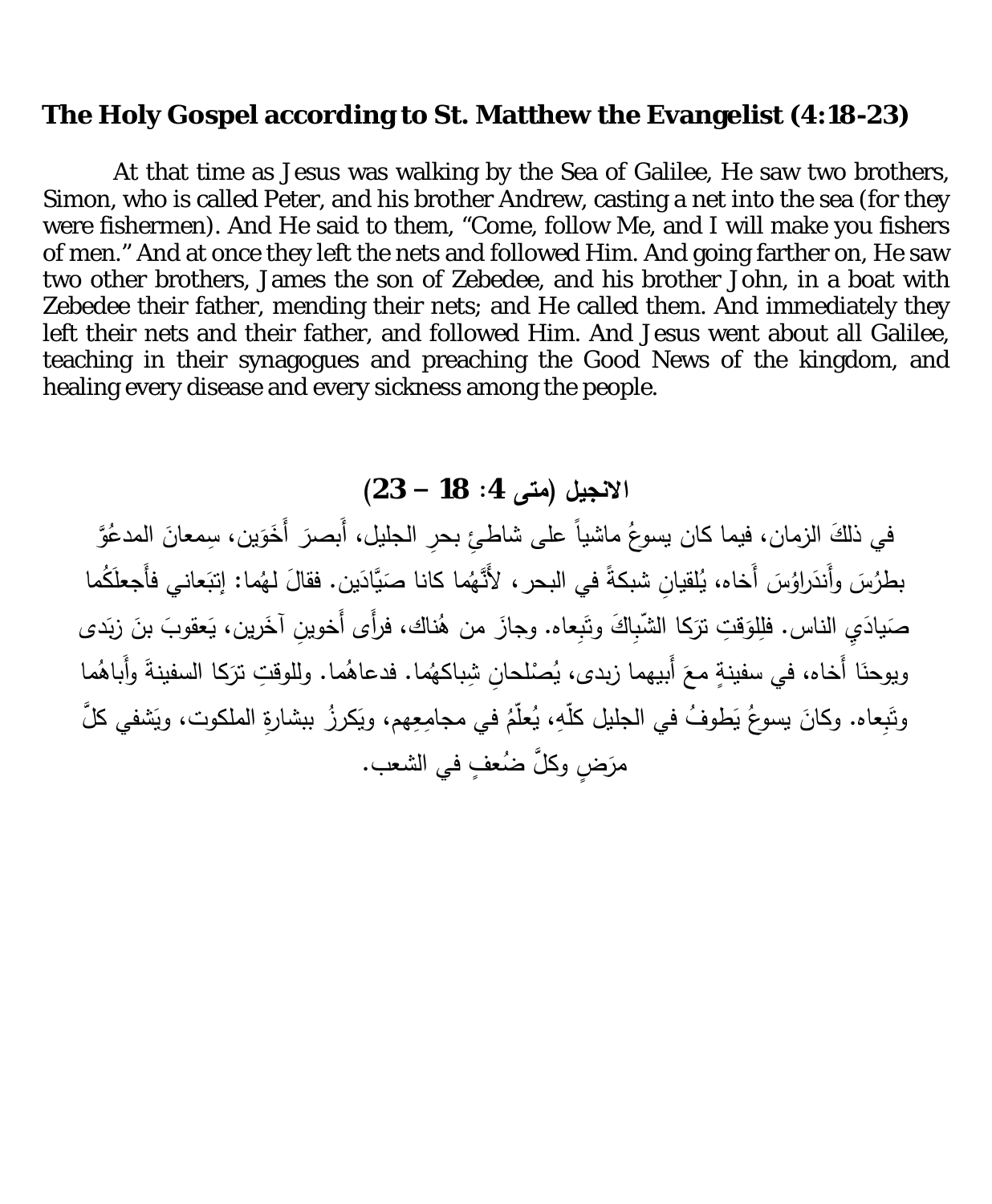**The Holy Gospel according to St. Matthew the Evangelist (4:18-23)**

At that time as Jesus was walking by the Sea of Galilee, He saw two brothers, Simon, who is called Peter, and his brother Andrew, casting a net into the sea (for they were fishermen). And He said to them, "Come, follow Me, and I will make you fishers of men." And at once they left the nets and followed Him. And going farther on, He saw two other brothers, James the son of Zebedee, and his brother John, in a boat with Zebedee their father, mending their nets; and He called them. And immediately they left their nets and their father, and followed Him. And Jesus went about all Galilee, teaching in their synagogues and preaching the Good News of the kingdom, and healing every disease and every sickness among the people.

**الانجيل (متى 4: 18 – 23)**

في ذلكَ الزمان، فيما كان يسوعُ ماشياً على شاطئِ بحرِ الجليل، أبصرَ أَخَوَين، سِمعانَ المدعُوَّ بطرُسَ وأَندَراوُسَ أَخاه، يُلقيانِ شبكةً في البحر، لأنَّهُما كانا صَيَّادَين. فقالَ لهُما: إتبَعاني فأَجعلَكُما صَيادَي الناس. فلِلوَقتِ ترَكا الشّباكَ وتَبِعاه. وجازَ من هُناك، فرأَى أَخوينِ آخَرين، يَعقوبَ بنَ زبَدى ويوحنَا أَخاه، في سفينةٍ معَ أَبيهما زبدى، يُصْلحانِ شِباكهُما. فدعاهُما. وللوقتِ ترَكا السفينةَ وأَباهُما وتَبِعاه. وكانَ يسوعُ يَطوفُ في الجليل كلّهِ، يُعلّمُ في مجامِعِهم، ويَكرزُ ببشارةِ الملكوت، ويَشفي كلَّ مرَضٍ وكلَّ ضُعفٍ في الشعب.